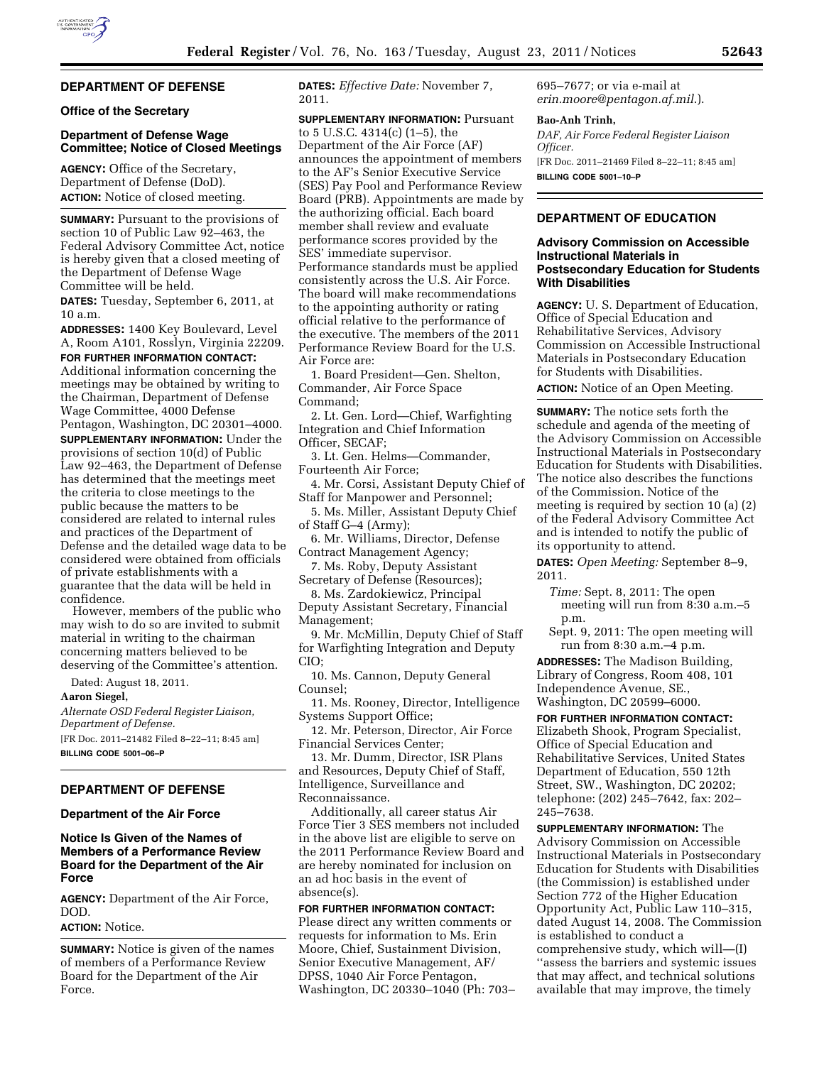## DEPARTMENT OF DEFENSE

### Office of the Secretary

### Department of Defense Wage Committee; Notice of Closed Meetings

**AGENCY:** Office of the Secretary, Department of Defense (DoD).

**ACTION:** Notice of closed meeting.

**SUMMARY:** Pursuant to the provisions of section 10 of Public Law 92–463, the Federal Advisory Committee Act, notice is hereby given that a closed meeting of the Department of Defense Wage Committee will be held.

**DATES:** Tuesday, September 6, 2011, at 10 a.m.

**ADDRESSES:** 1400 Key Boulevard, Level A, Room A101, Rosslyn, Virginia 22209.

**FOR FURTHER INFORMATION CONTACT:** Additional information concerning the meetings may be obtained by writing to the Chairman, Department of Defense Wage Committee, 4000 Defense Pentagon, Washington, DC 20301–4000.

**SUPPLEMENTARY INFORMATION:** Under the provisions of section 10(d) of Public Law 92–463, the Department of Defense has determined that the meetings meet the criteria to close meetings to the public because the matters to be considered are related to internal rules and practices of the Department of Defense and the detailed wage data to be considered were obtained from officials of private establishments with a guarantee that the data will be held in confidence.

However, members of the public who may wish to do so are invited to submit material in writing to the chairman concerning matters believed to be deserving of the Committee's attention.

Dated: August 18, 2011.

**Aaron Siegel,**

*Alternate OSD Federal Register Liaison, Department of Defense.*

[FR Doc. 2011–21482 Filed 8–22–11; 8:45 am]

**BILLING CODE 5001–06–P**

## DEPARTMENT OF DEFENSE

### Department of the Air Force

### Notice Is Given of the Names of Members of a Performance Review Board for the Department of the Air Force

**AGENCY:** Department of the Air Force, DOD.

**ACTION:** Notice.

**SUMMARY:** Notice is given of the names of members of a Performance Review Board for the Department of the Air Force.

**DATES:** *Effective Date:* November 7, 2011.

**SUPPLEMENTARY INFORMATION:** Pursuant to 5 U.S.C. 4314(c) (1–5), the Department of the Air Force (AF) announces the appointment of members to the AF's Senior Executive Service (SES) Pay Pool and Performance Review Board (PRB). Appointments are made by the authorizing official. Each board member shall review and evaluate performance scores provided by the SES' immediate supervisor. Performance standards must be applied consistently across the U.S. Air Force. The board will make recommendations to the appointing authority or rating official relative to the performance of the executive. The members of the 2011 Performance Review Board for the U.S. Air Force are:

1. Board President—Gen. Shelton, Commander, Air Force Space Command;
2. Lt. Gen. Lord—Chief, Warfighting Integration and Chief Information Officer, SECAF;
3. Lt. Gen. Helms—Commander, Fourteenth Air Force;
4. Mr. Corsi, Assistant Deputy Chief of Staff for Manpower and Personnel;
5. Ms. Miller, Assistant Deputy Chief of Staff G–4 (Army);
6. Mr. Williams, Director, Defense Contract Management Agency;
7. Ms. Roby, Deputy Assistant Secretary of Defense (Resources);
8. Ms. Zardokiewicz, Principal Deputy Assistant Secretary, Financial Management;
9. Mr. McMillin, Deputy Chief of Staff for Warfighting Integration and Deputy CIO;
10. Ms. Cannon, Deputy General Counsel;
11. Ms. Rooney, Director, Intelligence Systems Support Office;
12. Mr. Peterson, Director, Air Force Financial Services Center;
13. Mr. Dumm, Director, ISR Plans and Resources, Deputy Chief of Staff, Intelligence, Surveillance and Reconnaissance.

Additionally, all career status Air Force Tier 3 SES members not included in the above list are eligible to serve on the 2011 Performance Review Board and are hereby nominated for inclusion on an ad hoc basis in the event of absence(s).

**FOR FURTHER INFORMATION CONTACT:** Please direct any written comments or requests for information to Ms. Erin Moore, Chief, Sustainment Division, Senior Executive Management, AF/DPSS, 1040 Air Force Pentagon, Washington, DC 20330–1040 (Ph: 703–695–7677; or via e-mail at *erin.moore@pentagon.af.mil*.).

**Bao-Anh Trinh,**

*DAF, Air Force Federal Register Liaison Officer.*

[FR Doc. 2011–21469 Filed 8–22–11; 8:45 am]

**BILLING CODE 5001–10–P**

## DEPARTMENT OF EDUCATION

### Advisory Commission on Accessible Instructional Materials in Postsecondary Education for Students With Disabilities

**AGENCY:** U. S. Department of Education, Office of Special Education and Rehabilitative Services, Advisory Commission on Accessible Instructional Materials in Postsecondary Education for Students with Disabilities.

**ACTION:** Notice of an Open Meeting.

**SUMMARY:** The notice sets forth the schedule and agenda of the meeting of the Advisory Commission on Accessible Instructional Materials in Postsecondary Education for Students with Disabilities. The notice also describes the functions of the Commission. Notice of the meeting is required by section 10 (a) (2) of the Federal Advisory Committee Act and is intended to notify the public of its opportunity to attend.

**DATES:** *Open Meeting:* September 8–9, 2011.

*Time:* Sept. 8, 2011: The open meeting will run from 8:30 a.m.–5 p.m.

Sept. 9, 2011: The open meeting will run from 8:30 a.m.–4 p.m.

**ADDRESSES:** The Madison Building, Library of Congress, Room 408, 101 Independence Avenue, SE., Washington, DC 20599–6000.

**FOR FURTHER INFORMATION CONTACT:** Elizabeth Shook, Program Specialist, Office of Special Education and Rehabilitative Services, United States Department of Education, 550 12th Street, SW., Washington, DC 20202; telephone: (202) 245–7642, fax: 202–245–7638.

**SUPPLEMENTARY INFORMATION:** The Advisory Commission on Accessible Instructional Materials in Postsecondary Education for Students with Disabilities (the Commission) is established under Section 772 of the Higher Education Opportunity Act, Public Law 110–315, dated August 14, 2008. The Commission is established to conduct a comprehensive study, which will—(I) ''assess the barriers and systemic issues that may affect, and technical solutions available that may improve, the timely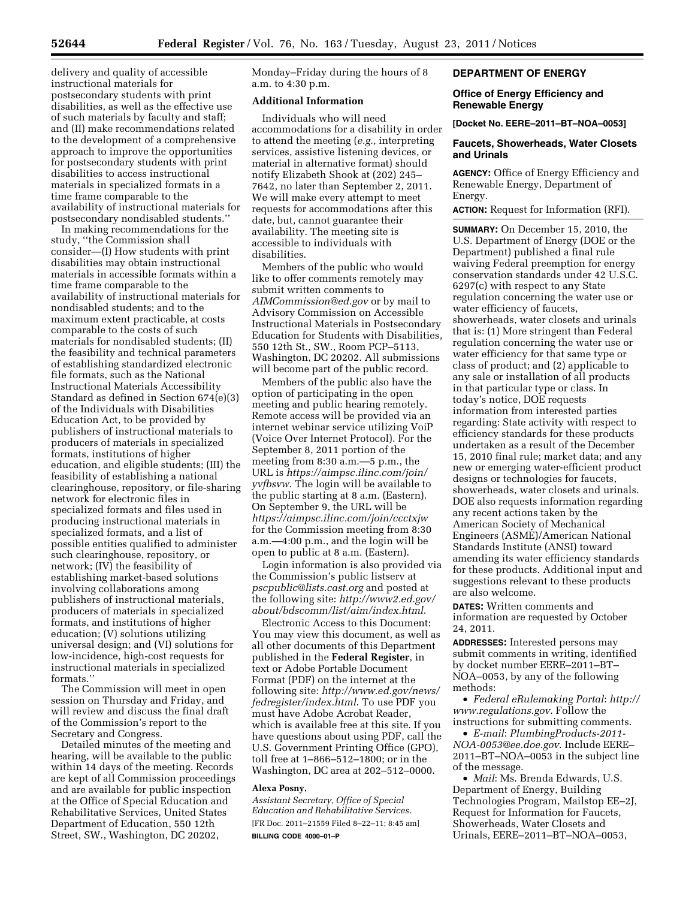delivery and quality of accessible instructional materials for postsecondary students with print disabilities, as well as the effective use of such materials by faculty and staff; and (II) make recommendations related to the development of a comprehensive approach to improve the opportunities for postsecondary students with print disabilities to access instructional materials in specialized formats in a time frame comparable to the availability of instructional materials for postsecondary nondisabled students.''

In making recommendations for the study, ''the Commission shall consider—(I) How students with print disabilities may obtain instructional materials in accessible formats within a time frame comparable to the availability of instructional materials for nondisabled students; and to the maximum extent practicable, at costs comparable to the costs of such materials for nondisabled students; (II) the feasibility and technical parameters of establishing standardized electronic file formats, such as the National Instructional Materials Accessibility Standard as defined in Section 674(e)(3) of the Individuals with Disabilities Education Act, to be provided by publishers of instructional materials to producers of materials in specialized formats, institutions of higher education, and eligible students; (III) the feasibility of establishing a national clearinghouse, repository, or file-sharing network for electronic files in specialized formats and files used in producing instructional materials in specialized formats, and a list of possible entities qualified to administer such clearinghouse, repository, or network; (IV) the feasibility of establishing market-based solutions involving collaborations among publishers of instructional materials, producers of materials in specialized formats, and institutions of higher education; (V) solutions utilizing universal design; and (VI) solutions for low-incidence, high-cost requests for instructional materials in specialized formats.''

The Commission will meet in open session on Thursday and Friday, and will review and discuss the final draft of the Commission's report to the Secretary and Congress.

Detailed minutes of the meeting and hearing, will be available to the public within 14 days of the meeting. Records are kept of all Commission proceedings and are available for public inspection at the Office of Special Education and Rehabilitative Services, United States Department of Education, 550 12th Street, SW., Washington, DC 20202, Monday–Friday during the hours of 8 a.m. to 4:30 p.m.

## Additional Information

Individuals who will need accommodations for a disability in order to attend the meeting (*e.g.,* interpreting services, assistive listening devices, or material in alternative format) should notify Elizabeth Shook at (202) 245–7642, no later than September 2, 2011. We will make every attempt to meet requests for accommodations after this date, but, cannot guarantee their availability. The meeting site is accessible to individuals with disabilities.

Members of the public who would like to offer comments remotely may submit written comments to *AIMCommission@ed.gov* or by mail to Advisory Commission on Accessible Instructional Materials in Postsecondary Education for Students with Disabilities, 550 12th St., SW., Room PCP–5113, Washington, DC 20202. All submissions will become part of the public record.

Members of the public also have the option of participating in the open meeting and public hearing remotely. Remote access will be provided via an internet webinar service utilizing VoiP (Voice Over Internet Protocol). For the September 8, 2011 portion of the meeting from 8:30 a.m.—5 p.m., the URL is *https://aimpsc.ilinc.com/join/yvfbsvw*. The login will be available to the public starting at 8 a.m. (Eastern). On September 9, the URL will be *https://aimpsc.ilinc.com/join/ccctxjw* for the Commission meeting from 8:30 a.m.—4:00 p.m., and the login will be open to public at 8 a.m. (Eastern).

Login information is also provided via the Commission's public listserv at *pscpublic@lists.cast.org* and posted at the following site: *http://www2.ed.gov/about/bdscomm/list/aim/index.html*.

Electronic Access to this Document: You may view this document, as well as all other documents of this Department published in the **Federal Register**, in text or Adobe Portable Document Format (PDF) on the internet at the following site: *http://www.ed.gov/news/fedregister/index.html*. To use PDF you must have Adobe Acrobat Reader, which is available free at this site. If you have questions about using PDF, call the U.S. Government Printing Office (GPO), toll free at 1–866–512–1800; or in the Washington, DC area at 202–512–0000.

**Alexa Posny,**

*Assistant Secretary, Office of Special Education and Rehabilitative Services.*

[FR Doc. 2011–21559 Filed 8–22–11; 8:45 am]

**BILLING CODE 4000–01–P**

## DEPARTMENT OF ENERGY

### Office of Energy Efficiency and Renewable Energy

**[Docket No. EERE–2011–BT–NOA–0053]**

### Faucets, Showerheads, Water Closets and Urinals

**AGENCY:** Office of Energy Efficiency and Renewable Energy, Department of Energy.

**ACTION:** Request for Information (RFI).

**SUMMARY:** On December 15, 2010, the U.S. Department of Energy (DOE or the Department) published a final rule waiving Federal preemption for energy conservation standards under 42 U.S.C. 6297(c) with respect to any State regulation concerning the water use or water efficiency of faucets, showerheads, water closets and urinals that is: (1) More stringent than Federal regulation concerning the water use or water efficiency for that same type or class of product; and (2) applicable to any sale or installation of all products in that particular type or class. In today's notice, DOE requests information from interested parties regarding: State activity with respect to efficiency standards for these products undertaken as a result of the December 15, 2010 final rule; market data; and any new or emerging water-efficient product designs or technologies for faucets, showerheads, water closets and urinals. DOE also requests information regarding any recent actions taken by the American Society of Mechanical Engineers (ASME)/American National Standards Institute (ANSI) toward amending its water efficiency standards for these products. Additional input and suggestions relevant to these products are also welcome.

**DATES:** Written comments and information are requested by October 24, 2011.

**ADDRESSES:** Interested persons may submit comments in writing, identified by docket number EERE–2011–BT–NOA–0053, by any of the following methods:

- *Federal eRulemaking Portal*: *http://www.regulations.gov*. Follow the instructions for submitting comments.
- *E-mail*: *PlumbingProducts-2011-NOA-0053@ee.doe.gov*. Include EERE–2011–BT–NOA–0053 in the subject line of the message.
- *Mail*: Ms. Brenda Edwards, U.S. Department of Energy, Building Technologies Program, Mailstop EE–2J, Request for Information for Faucets, Showerheads, Water Closets and Urinals, EERE–2011–BT–NOA–0053,